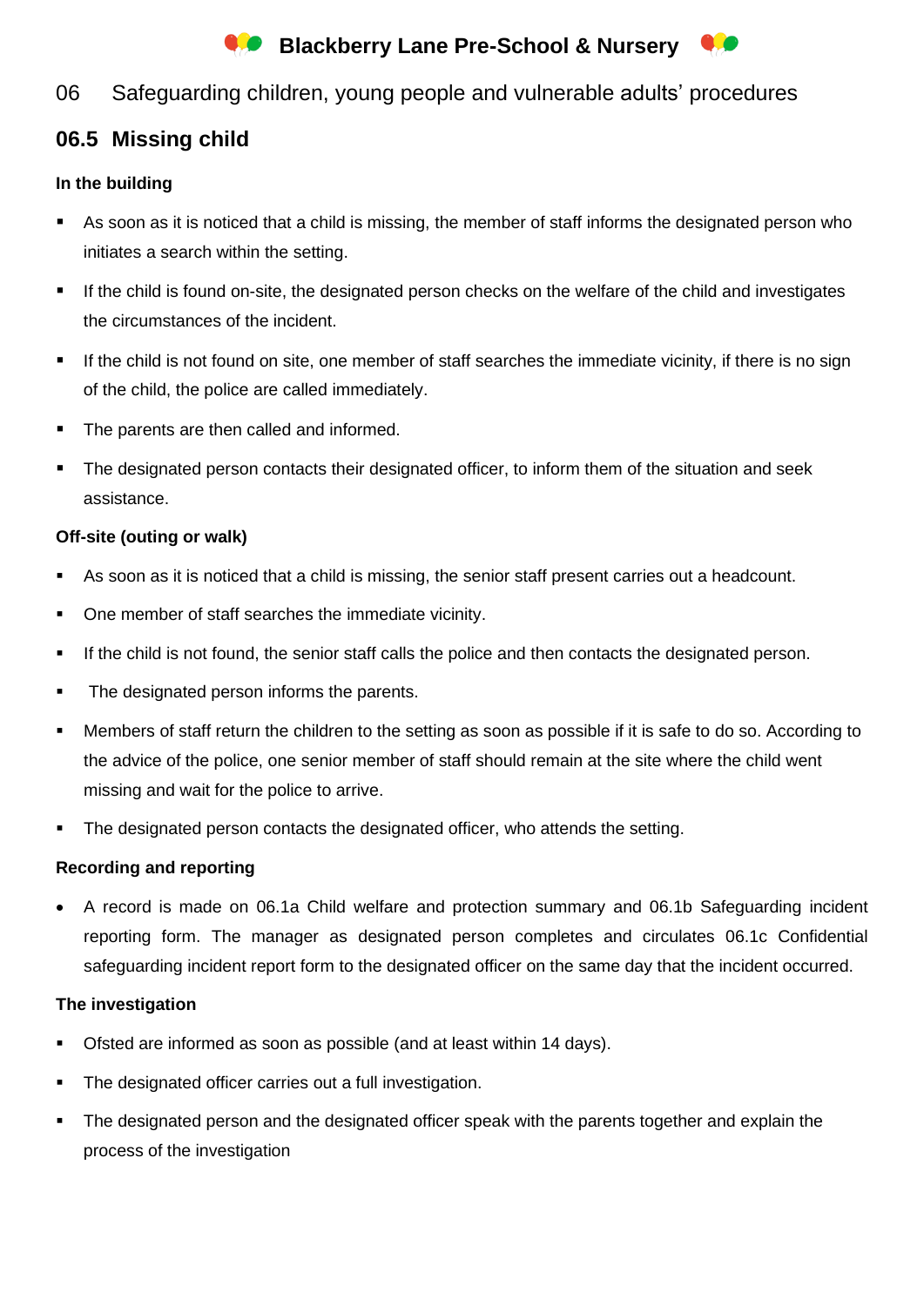# Blackberry Lane Pre-School & Nursery

06 Safeguarding children, young people and vulnerable adults' procedures

## 06.5 Missing child

### In the building

- As soon as it is noticed that a child is missing, the member of staff informs the designated person who initiates a search within the setting.
- If the child is found on-site, the designated person checks on the welfare of the child and investigates the circumstances of the incident.
- If the child is not found on site, one member of staff searches the immediate vicinity, if there is no sign of the child, the police are called immediately.
- The parents are then called and informed.
- The designated person contacts their designated officer, to inform them of the situation and seek assistance.

### Off-site (outing or walk)

- As soon as it is noticed that a child is missing, the senior staff present carries out a headcount.
- One member of staff searches the immediate vicinity.
- If the child is not found, the senior staff calls the police and then contacts the designated person.
- The designated person informs the parents.
- Members of staff return the children to the setting as soon as possible if it is safe to do so. According to the advice of the police, one senior member of staff should remain at the site where the child went missing and wait for the police to arrive.
- The designated person contacts the designated officer, who attends the setting.

### Recording and reporting

- A record is made on 06.1a Child welfare and protection summary and 06.1b Safeguarding incident reporting form. The manager as designated person completes and circulates 06.1c Confidential safeguarding incident report form to the designated officer on the same day that the incident occurred.

### The investigation

- Ofsted are informed as soon as possible (and at least within 14 days).
- The designated officer carries out a full investigation.
- The designated person and the designated officer speak with the parents together and explain the process of the investigation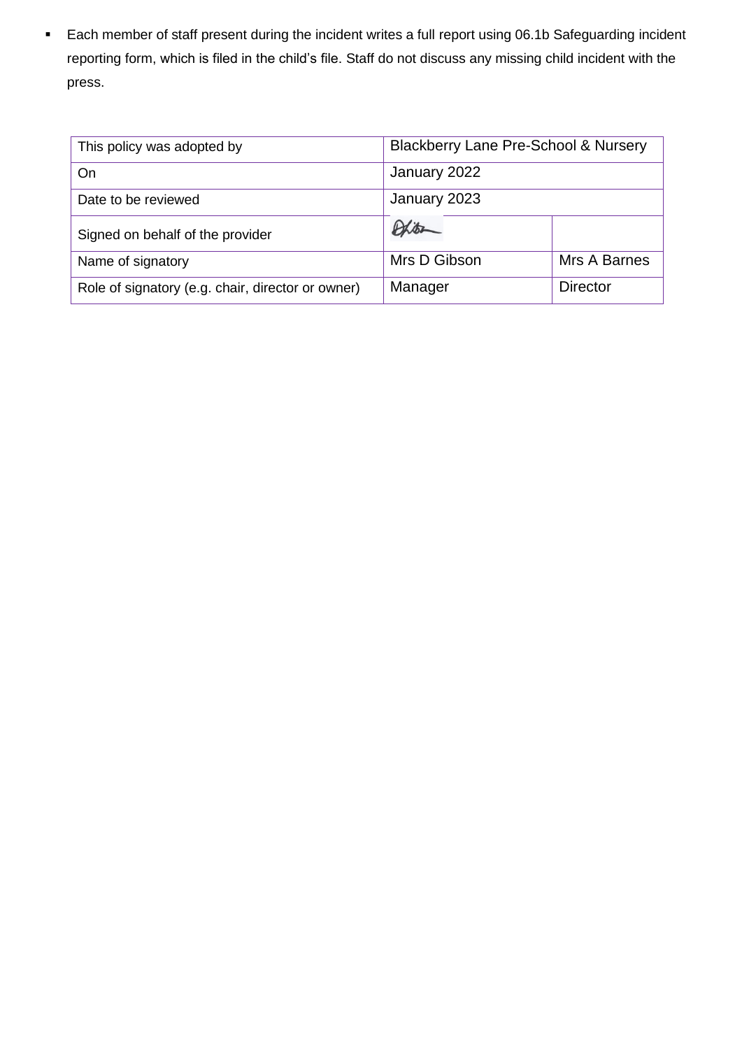- Each member of staff present during the incident writes a full report using 06.1b Safeguarding incident reporting form, which is filed in the child's file. Staff do not discuss any missing child incident with the press.

| | | |
|---|---|---|
| This policy was adopted by | Blackberry Lane Pre-School & Nursery | |
| On | January 2022 | |
| Date to be reviewed | January 2023 | |
| Signed on behalf of the provider | | |
| Name of signatory | Mrs D Gibson | Mrs A Barnes |
| Role of signatory (e.g. chair, director or owner) | Manager | Director |